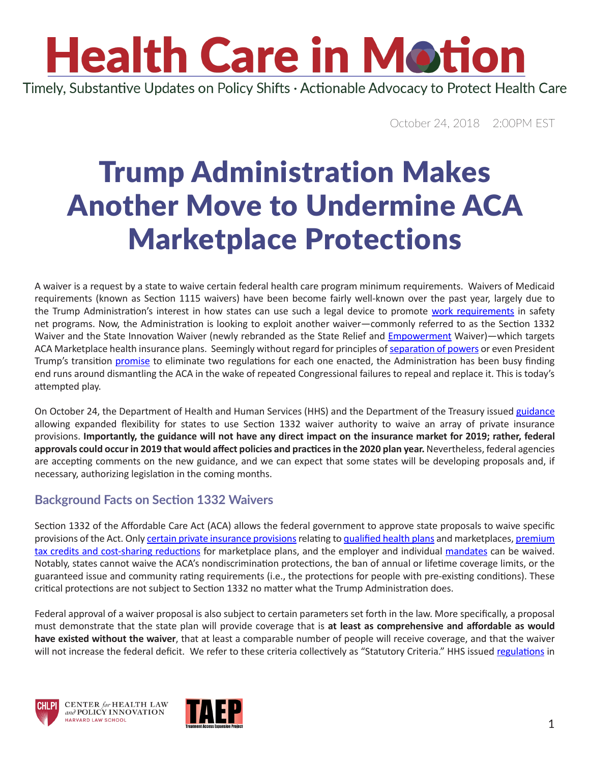# Health Care in Motion

Timely, Substantive Updates on Policy Shifts · Actionable Advocacy to Protect Health Care

October 24, 2018 2:00PM EST

# Trump Administration Makes Another Move to Undermine ACA Marketplace Protections

A waiver is a request by a state to waive certain federal health care program minimum requirements. Waivers of Medicaid requirements (known as Section 1115 waivers) have been become fairly well-known over the past year, largely due to the Trump Administration's interest in how states can use such a legal device to promote work requirements in safety net programs. Now, the Administration is looking to exploit another waiver—commonly referred to as the Section 1332 Waiver and the State Innovation Waiver (newly rebranded as the State Relief and Empowerment Waiver)—which targets ACA Marketplace health insurance plans. Seemingly without regard for principles of separation of powers or even President Trump's transition promise to eliminate two regulations for each one enacted, the Administration has been busy finding end runs around dismantling the ACA in the wake of repeated Congressional failures to repeal and replace it. This is today's attempted play.

On October 24, the Department of Health and Human Services (HHS) and the Department of the Treasury issued guidance allowing expanded flexibility for states to use Section 1332 waiver authority to waive an array of private insurance provisions. **Importantly, the guidance will not have any direct impact on the insurance market for 2019; rather, federal approvals could occur in 2019 that would affect policies and practices in the 2020 plan year.** Nevertheless, federal agencies are accepting comments on the new guidance, and we can expect that some states will be developing proposals and, if necessary, authorizing legislation in the coming months.

## Background Facts on Section 1332 Waivers

Section 1332 of the Affordable Care Act (ACA) allows the federal government to approve state proposals to waive specific provisions of the Act. Only certain private insurance provisions relating to qualified health plans and marketplaces, premium tax credits and cost-sharing reductions for marketplace plans, and the employer and individual mandates can be waived. Notably, states cannot waive the ACA's nondiscrimination protections, the ban of annual or lifetime coverage limits, or the guaranteed issue and community rating requirements (i.e., the protections for people with pre-existing conditions). These critical protections are not subject to Section 1332 no matter what the Trump Administration does.

Federal approval of a waiver proposal is also subject to certain parameters set forth in the law. More specifically, a proposal must demonstrate that the state plan will provide coverage that is **at least as comprehensive and affordable as would have existed without the waiver**, that at least a comparable number of people will receive coverage, and that the waiver will not increase the federal deficit. We refer to these criteria collectively as "Statutory Criteria." HHS issued regulations in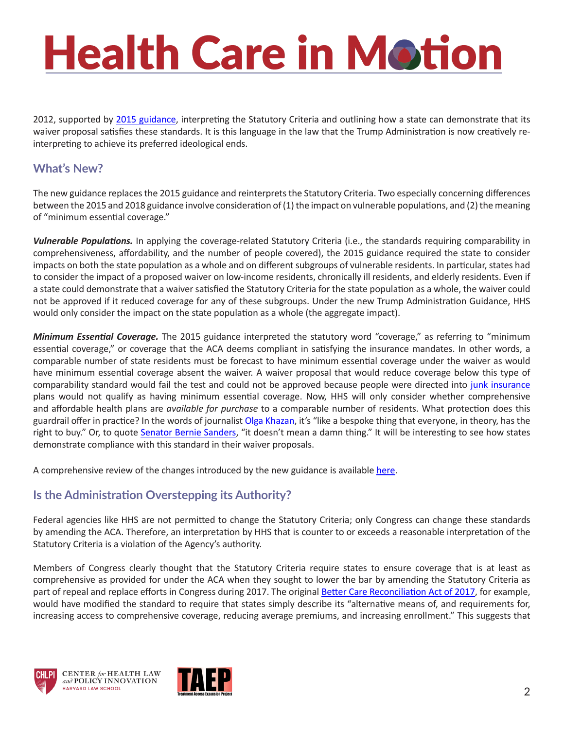2012, supported by 2015 guidance, interpreting the Statutory Criteria and outlining how a state can demonstrate that its waiver proposal satisfies these standards. It is this language in the law that the Trump Administration is now creatively re-interpreting to achieve its preferred ideological ends.

## What's New?

The new guidance replaces the 2015 guidance and reinterprets the Statutory Criteria. Two especially concerning differences between the 2015 and 2018 guidance involve consideration of (1) the impact on vulnerable populations, and (2) the meaning of "minimum essential coverage."

***Vulnerable Populations.*** In applying the coverage-related Statutory Criteria (i.e., the standards requiring comparability in comprehensiveness, affordability, and the number of people covered), the 2015 guidance required the state to consider impacts on both the state population as a whole and on different subgroups of vulnerable residents. In particular, states had to consider the impact of a proposed waiver on low-income residents, chronically ill residents, and elderly residents. Even if a state could demonstrate that a waiver satisfied the Statutory Criteria for the state population as a whole, the waiver could not be approved if it reduced coverage for any of these subgroups. Under the new Trump Administration Guidance, HHS would only consider the impact on the state population as a whole (the aggregate impact).

***Minimum Essential Coverage.*** The 2015 guidance interpreted the statutory word "coverage," as referring to "minimum essential coverage," or coverage that the ACA deems compliant in satisfying the insurance mandates. In other words, a comparable number of state residents must be forecast to have minimum essential coverage under the waiver as would have minimum essential coverage absent the waiver. A waiver proposal that would reduce coverage below this type of comparability standard would fail the test and could not be approved because people were directed into junk insurance plans would not qualify as having minimum essential coverage. Now, HHS will only consider whether comprehensive and affordable health plans are *available for purchase* to a comparable number of residents. What protection does this guardrail offer in practice? In the words of journalist Olga Khazan, it's "like a bespoke thing that everyone, in theory, has the right to buy." Or, to quote Senator Bernie Sanders, "it doesn't mean a damn thing." It will be interesting to see how states demonstrate compliance with this standard in their waiver proposals.

A comprehensive review of the changes introduced by the new guidance is available here.

## Is the Administration Overstepping its Authority?

Federal agencies like HHS are not permitted to change the Statutory Criteria; only Congress can change these standards by amending the ACA. Therefore, an interpretation by HHS that is counter to or exceeds a reasonable interpretation of the Statutory Criteria is a violation of the Agency's authority.

Members of Congress clearly thought that the Statutory Criteria require states to ensure coverage that is at least as comprehensive as provided for under the ACA when they sought to lower the bar by amending the Statutory Criteria as part of repeal and replace efforts in Congress during 2017. The original Better Care Reconciliation Act of 2017, for example, would have modified the standard to require that states simply describe its "alternative means of, and requirements for, increasing access to comprehensive coverage, reducing average premiums, and increasing enrollment." This suggests that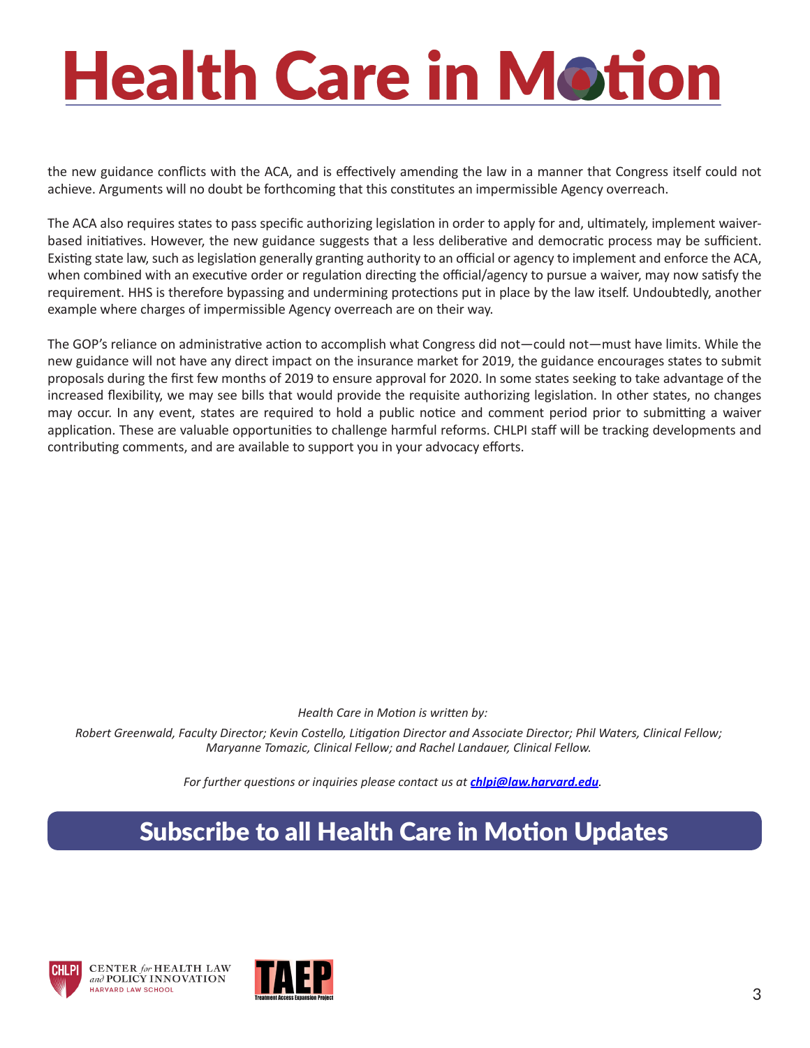the new guidance conflicts with the ACA, and is effectively amending the law in a manner that Congress itself could not achieve. Arguments will no doubt be forthcoming that this constitutes an impermissible Agency overreach.

The ACA also requires states to pass specific authorizing legislation in order to apply for and, ultimately, implement waiver-based initiatives. However, the new guidance suggests that a less deliberative and democratic process may be sufficient. Existing state law, such as legislation generally granting authority to an official or agency to implement and enforce the ACA, when combined with an executive order or regulation directing the official/agency to pursue a waiver, may now satisfy the requirement. HHS is therefore bypassing and undermining protections put in place by the law itself. Undoubtedly, another example where charges of impermissible Agency overreach are on their way.

The GOP's reliance on administrative action to accomplish what Congress did not—could not—must have limits. While the new guidance will not have any direct impact on the insurance market for 2019, the guidance encourages states to submit proposals during the first few months of 2019 to ensure approval for 2020. In some states seeking to take advantage of the increased flexibility, we may see bills that would provide the requisite authorizing legislation. In other states, no changes may occur. In any event, states are required to hold a public notice and comment period prior to submitting a waiver application. These are valuable opportunities to challenge harmful reforms. CHLPI staff will be tracking developments and contributing comments, and are available to support you in your advocacy efforts.

*Health Care in Motion is written by:*

*Robert Greenwald, Faculty Director; Kevin Costello, Litigation Director and Associate Director; Phil Waters, Clinical Fellow; Maryanne Tomazic, Clinical Fellow; and Rachel Landauer, Clinical Fellow.*

*For further questions or inquiries please contact us at **chlpi@law.harvard.edu**.*

## Subscribe to all Health Care in Motion Updates

CHLPI CENTER *for* HEALTH LAW *and* POLICY INNOVATION HARVARD LAW SCHOOL

TAEP Treatment Access Expansion Project